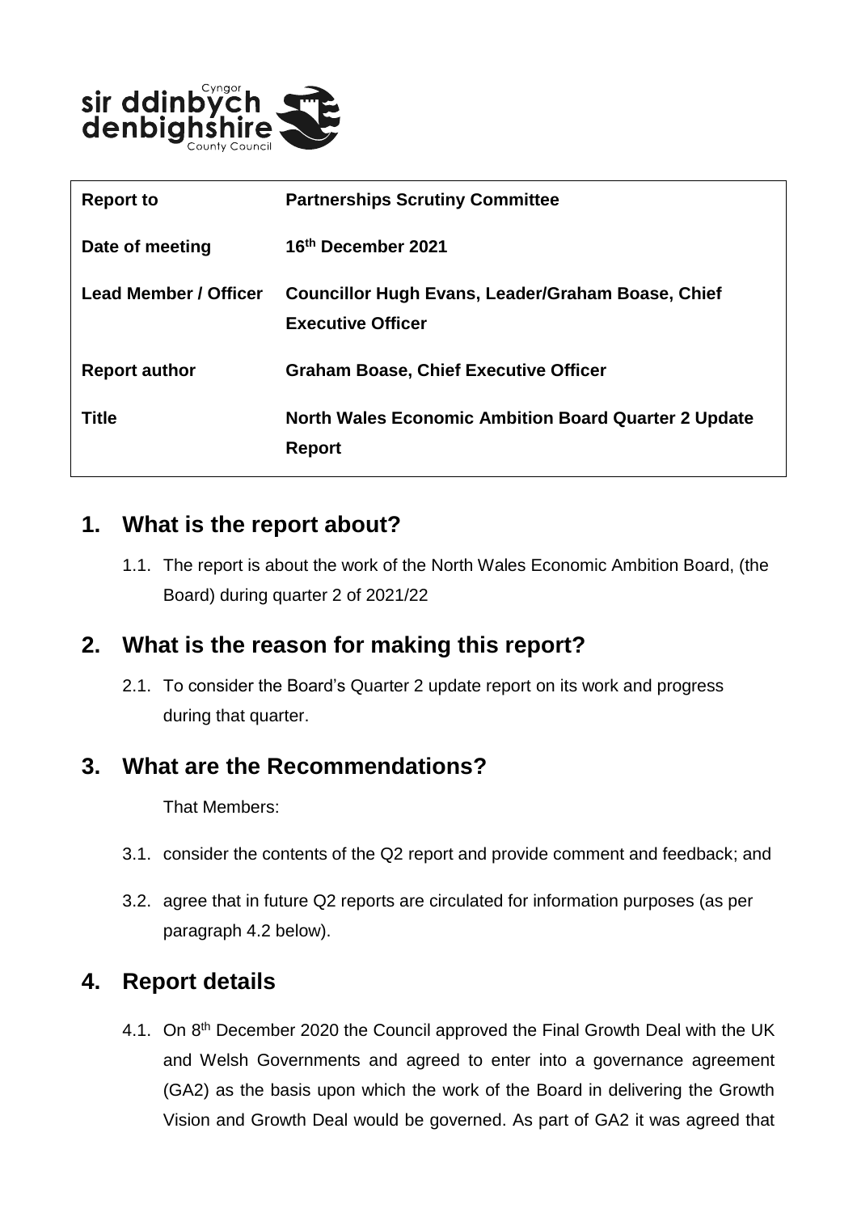| Report to | Partnerships Scrutiny Committee |
| --- | --- |
| Date of meeting | 16th December 2021 |
| Lead Member / Officer | Councillor Hugh Evans, Leader/Graham Boase, Chief Executive Officer |
| Report author | Graham Boase, Chief Executive Officer |
| Title | North Wales Economic Ambition Board Quarter 2 Update Report |

## 1. What is the report about?

1.1. The report is about the work of the North Wales Economic Ambition Board, (the Board) during quarter 2 of 2021/22

## 2. What is the reason for making this report?

2.1. To consider the Board's Quarter 2 update report on its work and progress during that quarter.

## 3. What are the Recommendations?

That Members:

3.1. consider the contents of the Q2 report and provide comment and feedback; and

3.2. agree that in future Q2 reports are circulated for information purposes (as per paragraph 4.2 below).

## 4. Report details

4.1. On 8th December 2020 the Council approved the Final Growth Deal with the UK and Welsh Governments and agreed to enter into a governance agreement (GA2) as the basis upon which the work of the Board in delivering the Growth Vision and Growth Deal would be governed. As part of GA2 it was agreed that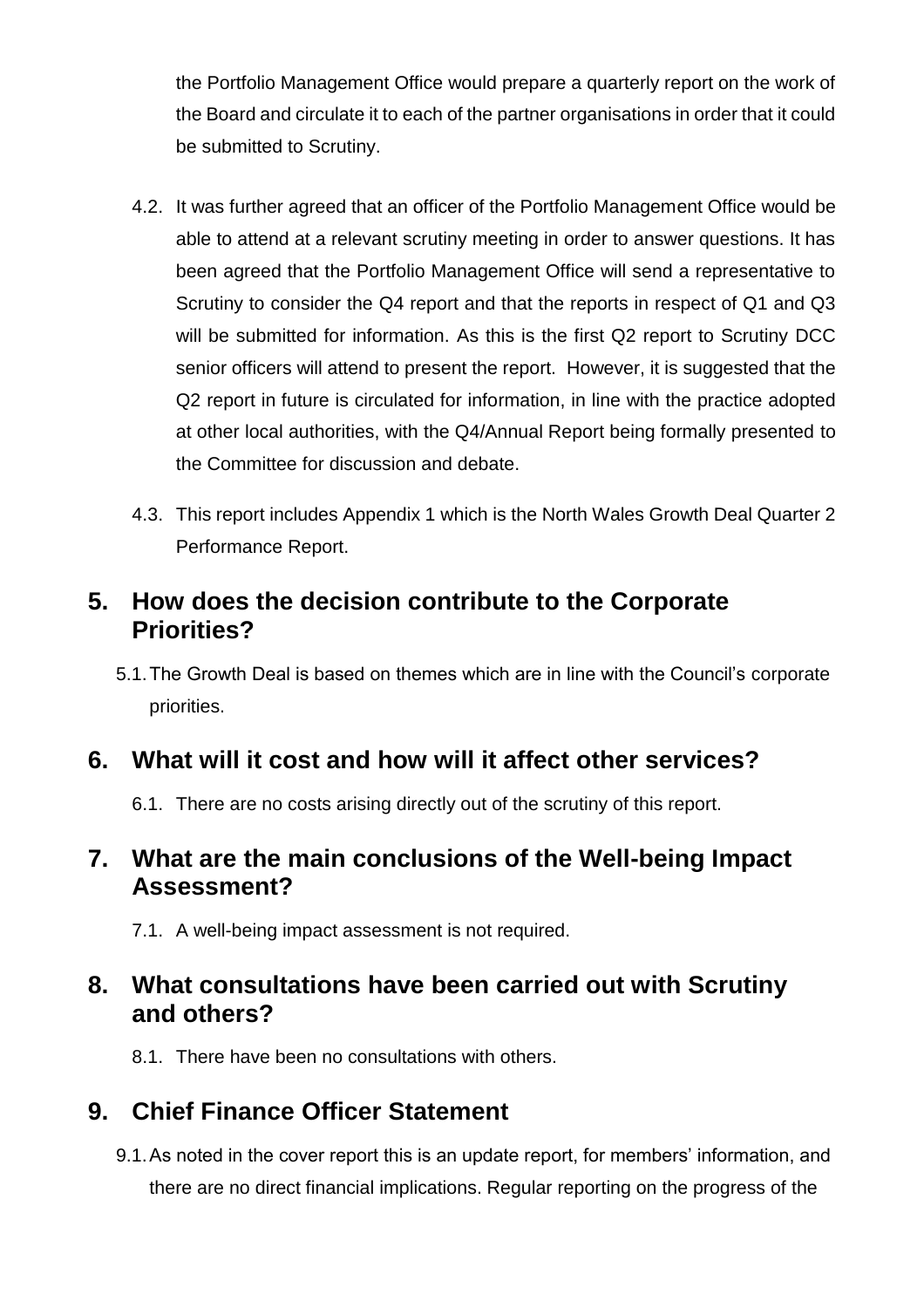the Portfolio Management Office would prepare a quarterly report on the work of the Board and circulate it to each of the partner organisations in order that it could be submitted to Scrutiny.

4.2. It was further agreed that an officer of the Portfolio Management Office would be able to attend at a relevant scrutiny meeting in order to answer questions. It has been agreed that the Portfolio Management Office will send a representative to Scrutiny to consider the Q4 report and that the reports in respect of Q1 and Q3 will be submitted for information. As this is the first Q2 report to Scrutiny DCC senior officers will attend to present the report. However, it is suggested that the Q2 report in future is circulated for information, in line with the practice adopted at other local authorities, with the Q4/Annual Report being formally presented to the Committee for discussion and debate.

4.3. This report includes Appendix 1 which is the North Wales Growth Deal Quarter 2 Performance Report.

## 5. How does the decision contribute to the Corporate Priorities?

5.1. The Growth Deal is based on themes which are in line with the Council's corporate priorities.

## 6. What will it cost and how will it affect other services?

6.1. There are no costs arising directly out of the scrutiny of this report.

## 7. What are the main conclusions of the Well-being Impact Assessment?

7.1. A well-being impact assessment is not required.

## 8. What consultations have been carried out with Scrutiny and others?

8.1. There have been no consultations with others.

## 9. Chief Finance Officer Statement

9.1. As noted in the cover report this is an update report, for members' information, and there are no direct financial implications. Regular reporting on the progress of the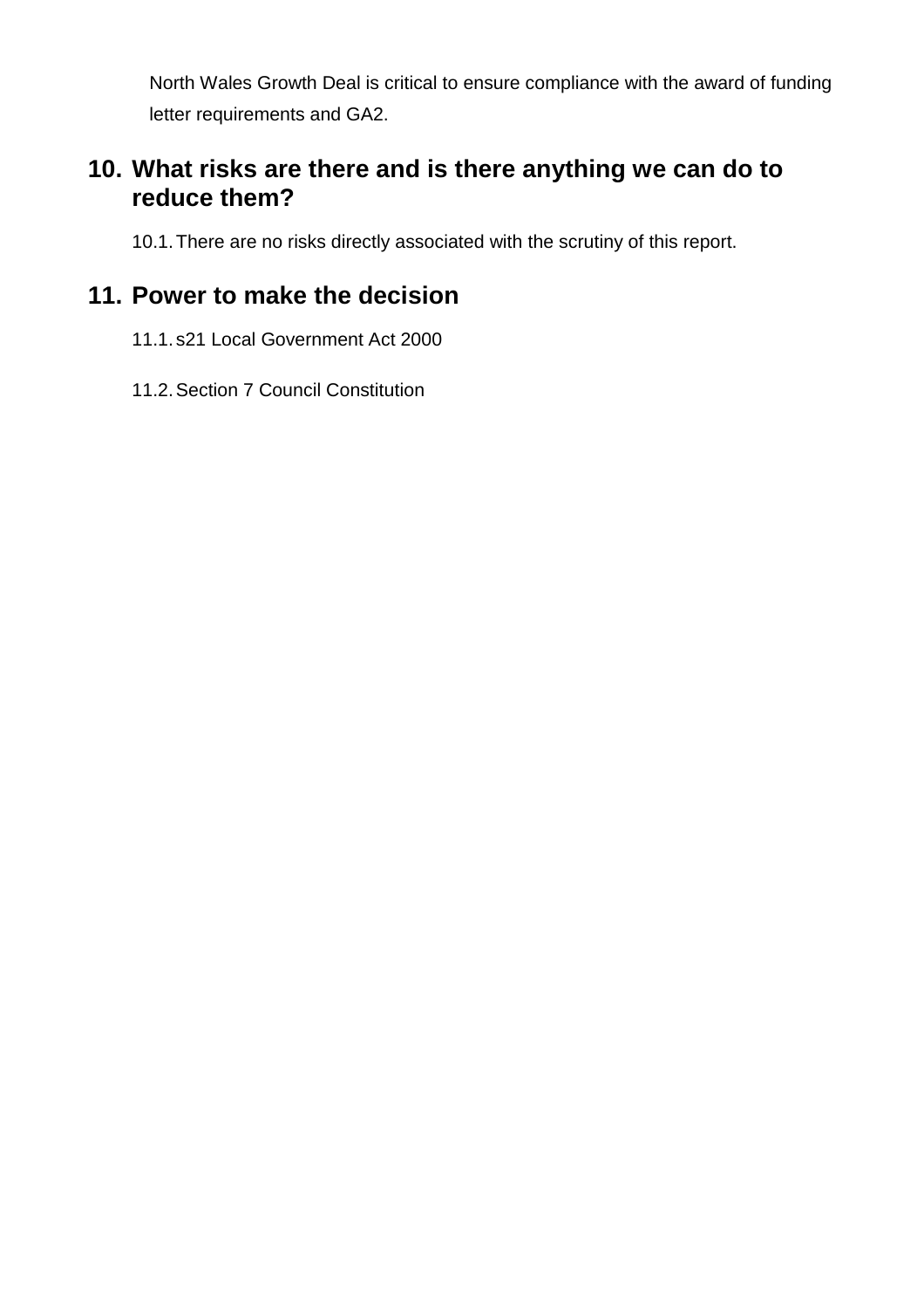North Wales Growth Deal is critical to ensure compliance with the award of funding letter requirements and GA2.

## 10. What risks are there and is there anything we can do to reduce them?

10.1. There are no risks directly associated with the scrutiny of this report.

## 11. Power to make the decision

11.1. s21 Local Government Act 2000

11.2. Section 7 Council Constitution